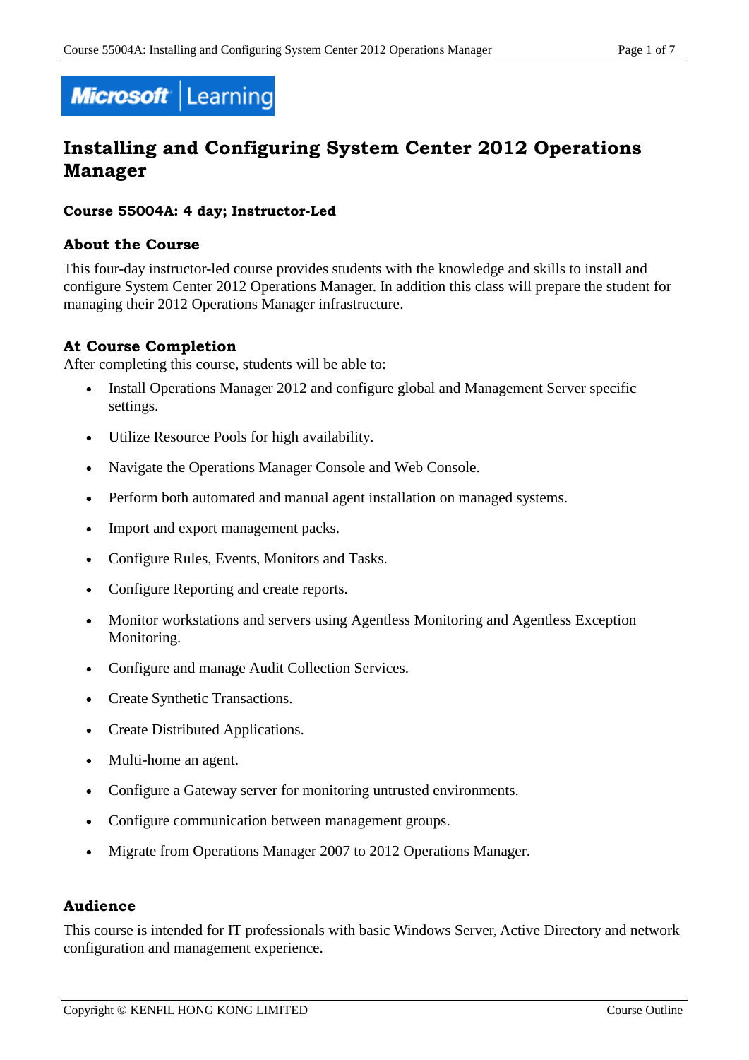# Installing and Configuring System Center 2012 Operations Manager

**Course 55004A: 4 day; Instructor-Led**

### About the Course

This four-day instructor-led course provides students with the knowledge and skills to install and configure System Center 2012 Operations Manager. In addition this class will prepare the student for managing their 2012 Operations Manager infrastructure.

### At Course Completion

After completing this course, students will be able to:

- Install Operations Manager 2012 and configure global and Management Server specific settings.
- Utilize Resource Pools for high availability.
- Navigate the Operations Manager Console and Web Console.
- Perform both automated and manual agent installation on managed systems.
- Import and export management packs.
- Configure Rules, Events, Monitors and Tasks.
- Configure Reporting and create reports.
- Monitor workstations and servers using Agentless Monitoring and Agentless Exception Monitoring.
- Configure and manage Audit Collection Services.
- Create Synthetic Transactions.
- Create Distributed Applications.
- Multi-home an agent.
- Configure a Gateway server for monitoring untrusted environments.
- Configure communication between management groups.
- Migrate from Operations Manager 2007 to 2012 Operations Manager.

### Audience

This course is intended for IT professionals with basic Windows Server, Active Directory and network configuration and management experience.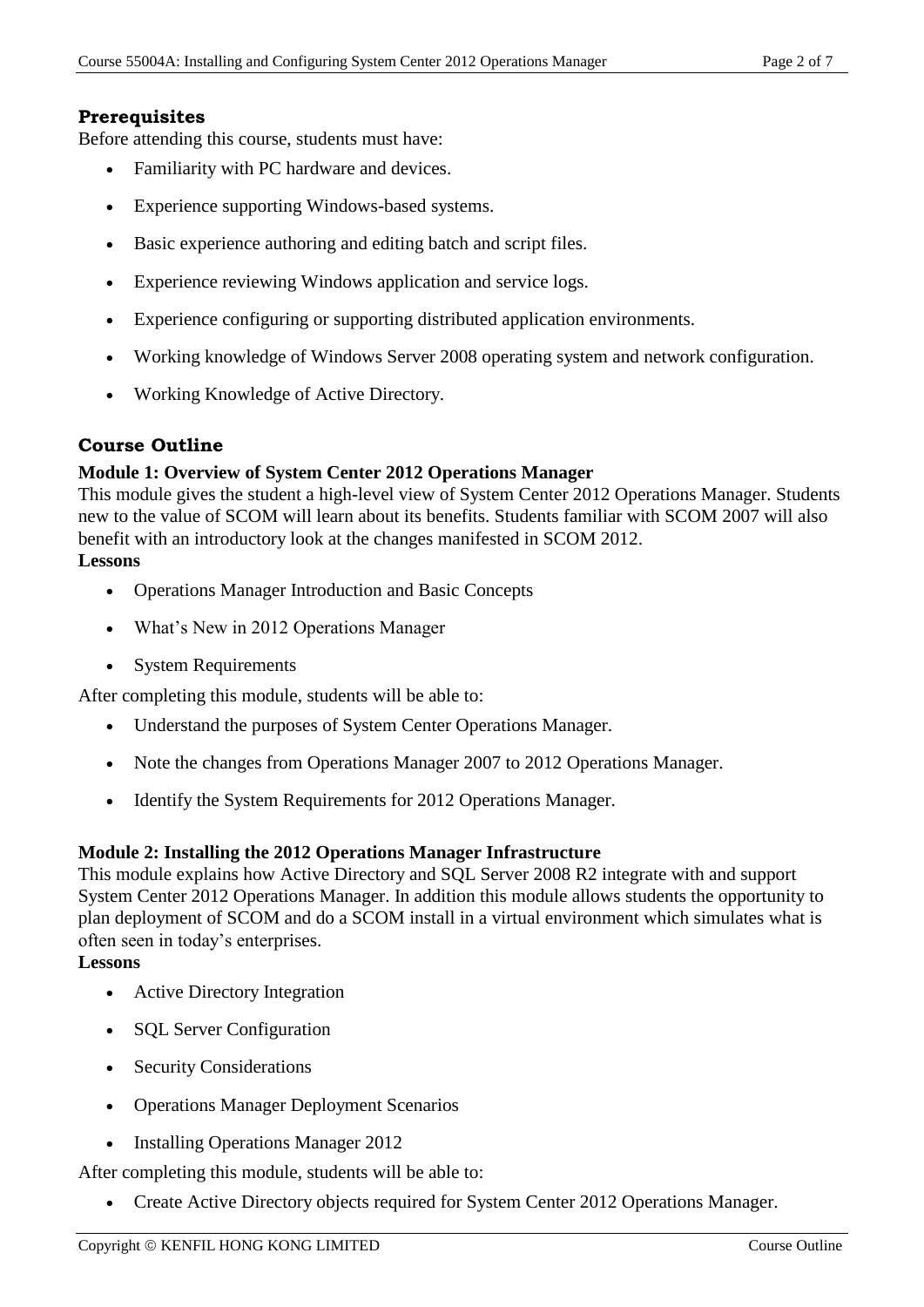## Prerequisites

Before attending this course, students must have:

- Familiarity with PC hardware and devices.
- Experience supporting Windows-based systems.
- Basic experience authoring and editing batch and script files.
- Experience reviewing Windows application and service logs.
- Experience configuring or supporting distributed application environments.
- Working knowledge of Windows Server 2008 operating system and network configuration.
- Working Knowledge of Active Directory.

## Course Outline

### Module 1: Overview of System Center 2012 Operations Manager

This module gives the student a high-level view of System Center 2012 Operations Manager. Students new to the value of SCOM will learn about its benefits. Students familiar with SCOM 2007 will also benefit with an introductory look at the changes manifested in SCOM 2012.

**Lessons**

- Operations Manager Introduction and Basic Concepts
- What's New in 2012 Operations Manager
- System Requirements

After completing this module, students will be able to:

- Understand the purposes of System Center Operations Manager.
- Note the changes from Operations Manager 2007 to 2012 Operations Manager.
- Identify the System Requirements for 2012 Operations Manager.

### Module 2: Installing the 2012 Operations Manager Infrastructure

This module explains how Active Directory and SQL Server 2008 R2 integrate with and support System Center 2012 Operations Manager. In addition this module allows students the opportunity to plan deployment of SCOM and do a SCOM install in a virtual environment which simulates what is often seen in today's enterprises.

**Lessons**

- Active Directory Integration
- SQL Server Configuration
- Security Considerations
- Operations Manager Deployment Scenarios
- Installing Operations Manager 2012

After completing this module, students will be able to:

- Create Active Directory objects required for System Center 2012 Operations Manager.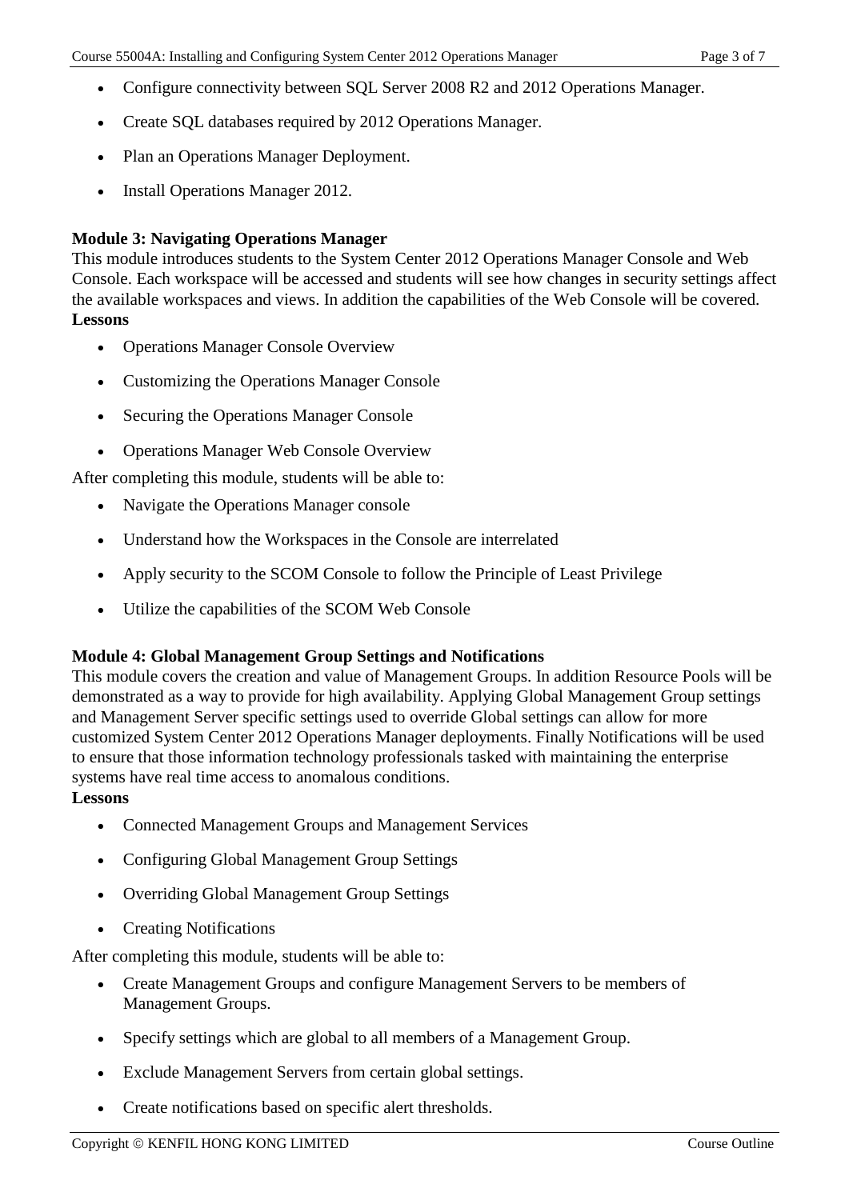- Configure connectivity between SQL Server 2008 R2 and 2012 Operations Manager.
- Create SQL databases required by 2012 Operations Manager.
- Plan an Operations Manager Deployment.
- Install Operations Manager 2012.

**Module 3: Navigating Operations Manager**

This module introduces students to the System Center 2012 Operations Manager Console and Web Console. Each workspace will be accessed and students will see how changes in security settings affect the available workspaces and views. In addition the capabilities of the Web Console will be covered.

**Lessons**

- Operations Manager Console Overview
- Customizing the Operations Manager Console
- Securing the Operations Manager Console
- Operations Manager Web Console Overview

After completing this module, students will be able to:

- Navigate the Operations Manager console
- Understand how the Workspaces in the Console are interrelated
- Apply security to the SCOM Console to follow the Principle of Least Privilege
- Utilize the capabilities of the SCOM Web Console

**Module 4: Global Management Group Settings and Notifications**

This module covers the creation and value of Management Groups. In addition Resource Pools will be demonstrated as a way to provide for high availability. Applying Global Management Group settings and Management Server specific settings used to override Global settings can allow for more customized System Center 2012 Operations Manager deployments. Finally Notifications will be used to ensure that those information technology professionals tasked with maintaining the enterprise systems have real time access to anomalous conditions.

**Lessons**

- Connected Management Groups and Management Services
- Configuring Global Management Group Settings
- Overriding Global Management Group Settings
- Creating Notifications

After completing this module, students will be able to:

- Create Management Groups and configure Management Servers to be members of Management Groups.
- Specify settings which are global to all members of a Management Group.
- Exclude Management Servers from certain global settings.
- Create notifications based on specific alert thresholds.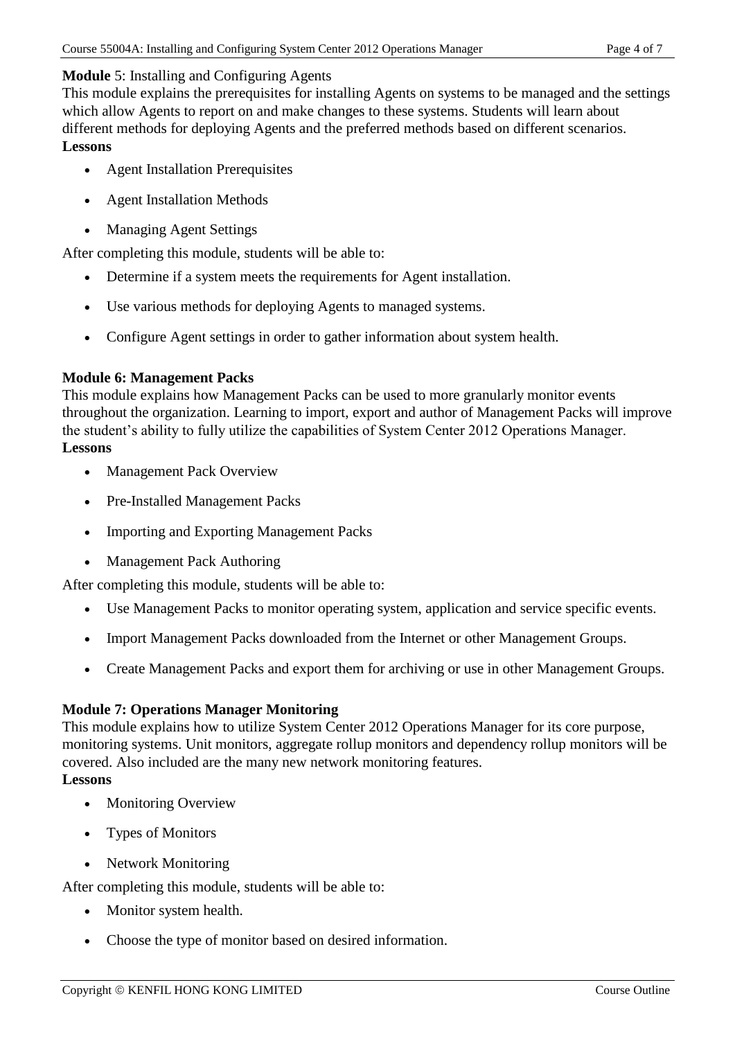**Module** 5: Installing and Configuring Agents

This module explains the prerequisites for installing Agents on systems to be managed and the settings which allow Agents to report on and make changes to these systems. Students will learn about different methods for deploying Agents and the preferred methods based on different scenarios.

**Lessons**

- Agent Installation Prerequisites
- Agent Installation Methods
- Managing Agent Settings

After completing this module, students will be able to:

- Determine if a system meets the requirements for Agent installation.
- Use various methods for deploying Agents to managed systems.
- Configure Agent settings in order to gather information about system health.

**Module 6: Management Packs**

This module explains how Management Packs can be used to more granularly monitor events throughout the organization. Learning to import, export and author of Management Packs will improve the student's ability to fully utilize the capabilities of System Center 2012 Operations Manager.

**Lessons**

- Management Pack Overview
- Pre-Installed Management Packs
- Importing and Exporting Management Packs
- Management Pack Authoring

After completing this module, students will be able to:

- Use Management Packs to monitor operating system, application and service specific events.
- Import Management Packs downloaded from the Internet or other Management Groups.
- Create Management Packs and export them for archiving or use in other Management Groups.

**Module 7: Operations Manager Monitoring**

This module explains how to utilize System Center 2012 Operations Manager for its core purpose, monitoring systems. Unit monitors, aggregate rollup monitors and dependency rollup monitors will be covered. Also included are the many new network monitoring features.

**Lessons**

- Monitoring Overview
- Types of Monitors
- Network Monitoring

After completing this module, students will be able to:

- Monitor system health.
- Choose the type of monitor based on desired information.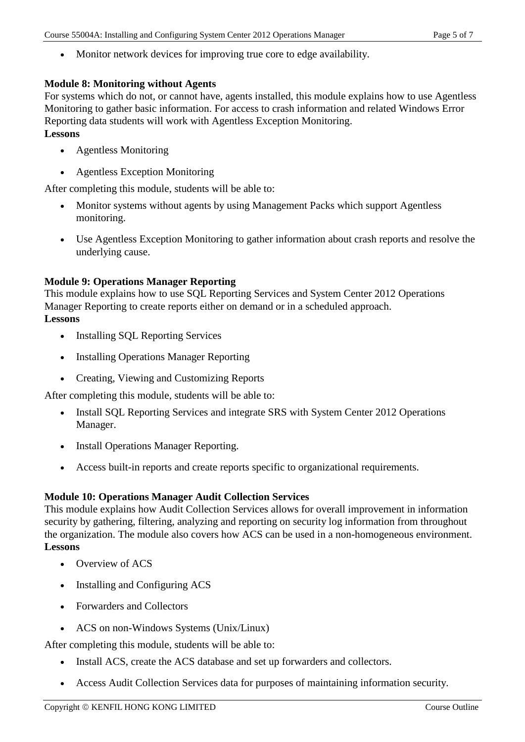- Monitor network devices for improving true core to edge availability.

**Module 8: Monitoring without Agents**

For systems which do not, or cannot have, agents installed, this module explains how to use Agentless Monitoring to gather basic information. For access to crash information and related Windows Error Reporting data students will work with Agentless Exception Monitoring.

**Lessons**

- Agentless Monitoring
- Agentless Exception Monitoring

After completing this module, students will be able to:

- Monitor systems without agents by using Management Packs which support Agentless monitoring.
- Use Agentless Exception Monitoring to gather information about crash reports and resolve the underlying cause.

**Module 9: Operations Manager Reporting**

This module explains how to use SQL Reporting Services and System Center 2012 Operations Manager Reporting to create reports either on demand or in a scheduled approach.

**Lessons**

- Installing SQL Reporting Services
- Installing Operations Manager Reporting
- Creating, Viewing and Customizing Reports

After completing this module, students will be able to:

- Install SQL Reporting Services and integrate SRS with System Center 2012 Operations Manager.
- Install Operations Manager Reporting.
- Access built-in reports and create reports specific to organizational requirements.

**Module 10: Operations Manager Audit Collection Services**

This module explains how Audit Collection Services allows for overall improvement in information security by gathering, filtering, analyzing and reporting on security log information from throughout the organization. The module also covers how ACS can be used in a non-homogeneous environment.

**Lessons**

- Overview of ACS
- Installing and Configuring ACS
- Forwarders and Collectors
- ACS on non-Windows Systems (Unix/Linux)

After completing this module, students will be able to:

- Install ACS, create the ACS database and set up forwarders and collectors.
- Access Audit Collection Services data for purposes of maintaining information security.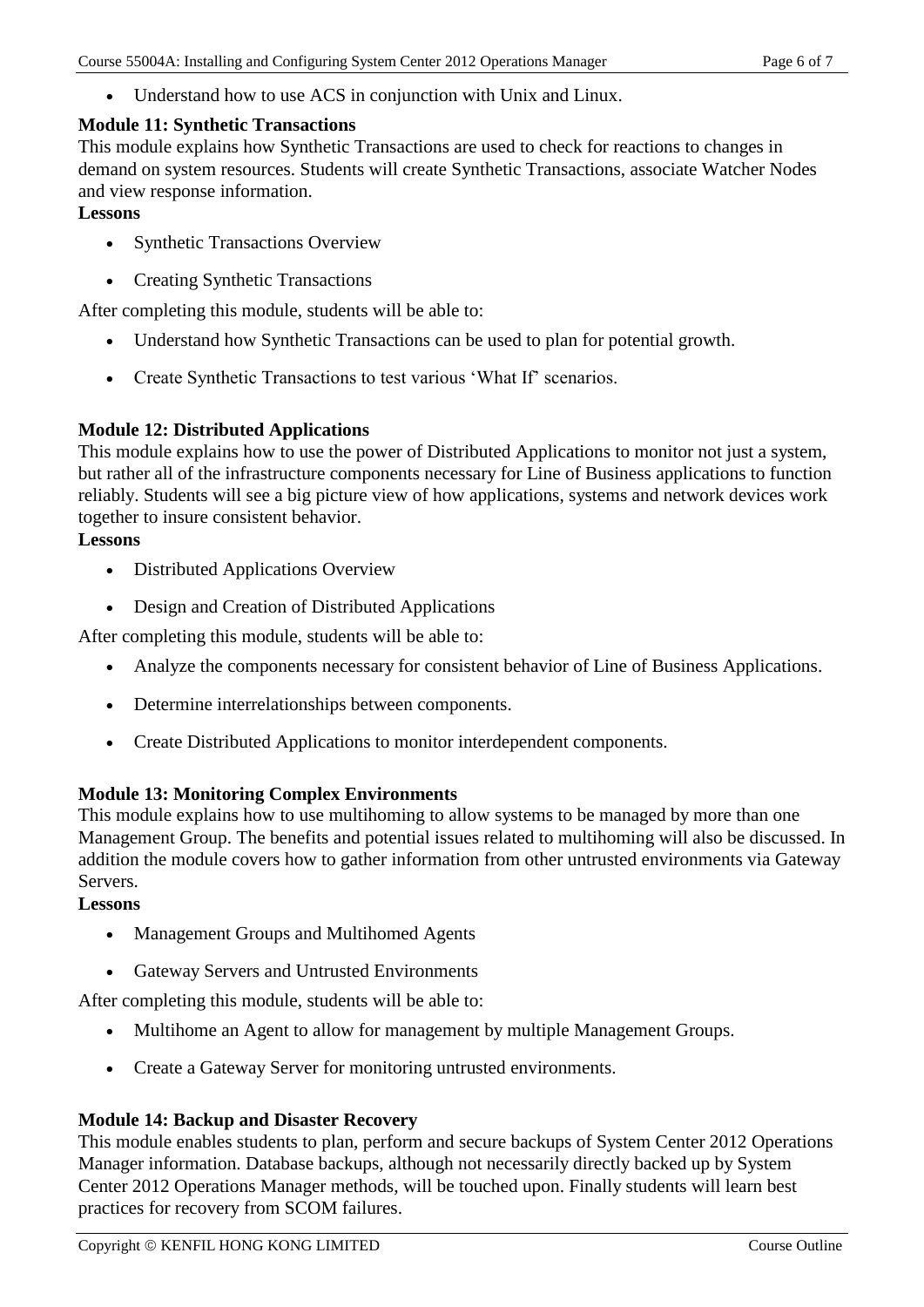- Understand how to use ACS in conjunction with Unix and Linux.

**Module 11: Synthetic Transactions**

This module explains how Synthetic Transactions are used to check for reactions to changes in demand on system resources. Students will create Synthetic Transactions, associate Watcher Nodes and view response information.

**Lessons**

- Synthetic Transactions Overview
- Creating Synthetic Transactions

After completing this module, students will be able to:

- Understand how Synthetic Transactions can be used to plan for potential growth.
- Create Synthetic Transactions to test various 'What If' scenarios.

**Module 12: Distributed Applications**

This module explains how to use the power of Distributed Applications to monitor not just a system, but rather all of the infrastructure components necessary for Line of Business applications to function reliably. Students will see a big picture view of how applications, systems and network devices work together to insure consistent behavior.

**Lessons**

- Distributed Applications Overview
- Design and Creation of Distributed Applications

After completing this module, students will be able to:

- Analyze the components necessary for consistent behavior of Line of Business Applications.
- Determine interrelationships between components.
- Create Distributed Applications to monitor interdependent components.

**Module 13: Monitoring Complex Environments**

This module explains how to use multihoming to allow systems to be managed by more than one Management Group. The benefits and potential issues related to multihoming will also be discussed. In addition the module covers how to gather information from other untrusted environments via Gateway Servers.

**Lessons**

- Management Groups and Multihomed Agents
- Gateway Servers and Untrusted Environments

After completing this module, students will be able to:

- Multihome an Agent to allow for management by multiple Management Groups.
- Create a Gateway Server for monitoring untrusted environments.

**Module 14: Backup and Disaster Recovery**

This module enables students to plan, perform and secure backups of System Center 2012 Operations Manager information. Database backups, although not necessarily directly backed up by System Center 2012 Operations Manager methods, will be touched upon. Finally students will learn best practices for recovery from SCOM failures.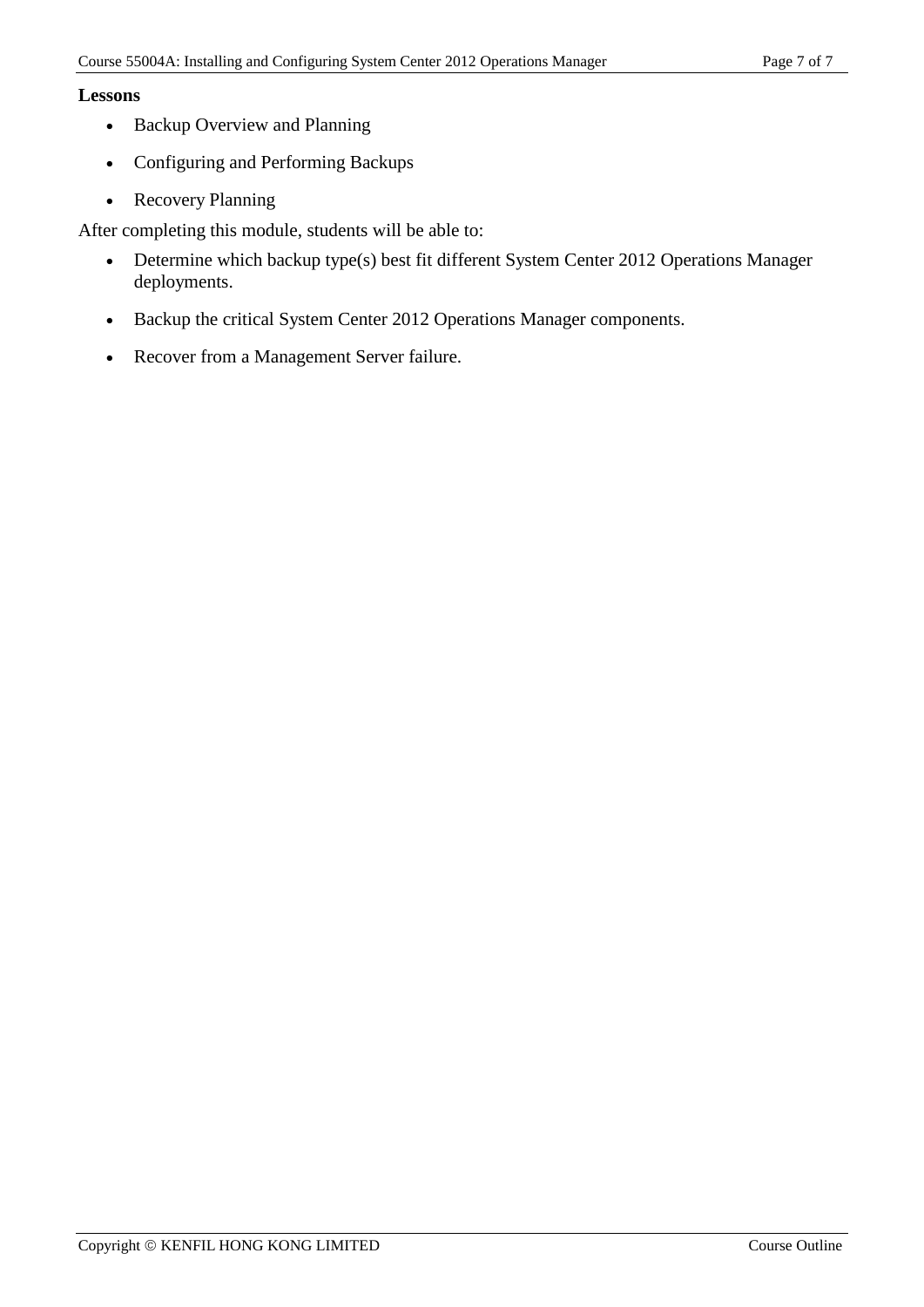**Lessons**

- Backup Overview and Planning
- Configuring and Performing Backups
- Recovery Planning

After completing this module, students will be able to:

- Determine which backup type(s) best fit different System Center 2012 Operations Manager deployments.
- Backup the critical System Center 2012 Operations Manager components.
- Recover from a Management Server failure.